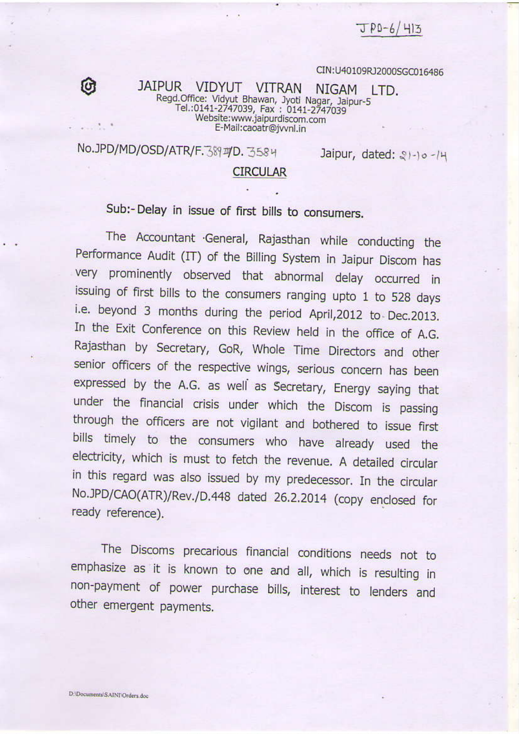JPD-6/413

CIN:U40109RJ2000SGC016486

# JAIPUR VIDYUT VITRAN NIGAM LTD.

Regd.Office: Vidyut Bhawan, Jyoti Nagar, Jaipur-5
Tel.:0141-2747039, Fax : 0141-2747039
Website:www.jaipurdiscom.com
E-Mail:caoatr@jvvnl.in

No.JPD/MD/OSD/ATR/F.389 II/D. 3584 Jaipur, dated: 21-10-14

## CIRCULAR

**Sub:- Delay in issue of first bills to consumers.**

The Accountant General, Rajasthan while conducting the Performance Audit (IT) of the Billing System in Jaipur Discom has very prominently observed that abnormal delay occurred in issuing of first bills to the consumers ranging upto 1 to 528 days i.e. beyond 3 months during the period April,2012 to Dec.2013. In the Exit Conference on this Review held in the office of A.G. Rajasthan by Secretary, GoR, Whole Time Directors and other senior officers of the respective wings, serious concern has been expressed by the A.G. as well as Secretary, Energy saying that under the financial crisis under which the Discom is passing through the officers are not vigilant and bothered to issue first bills timely to the consumers who have already used the electricity, which is must to fetch the revenue. A detailed circular in this regard was also issued by my predecessor. In the circular No.JPD/CAO(ATR)/Rev./D.448 dated 26.2.2014 (copy enclosed for ready reference).

The Discoms precarious financial conditions needs not to emphasize as it is known to one and all, which is resulting in non-payment of power purchase bills, interest to lenders and other emergent payments.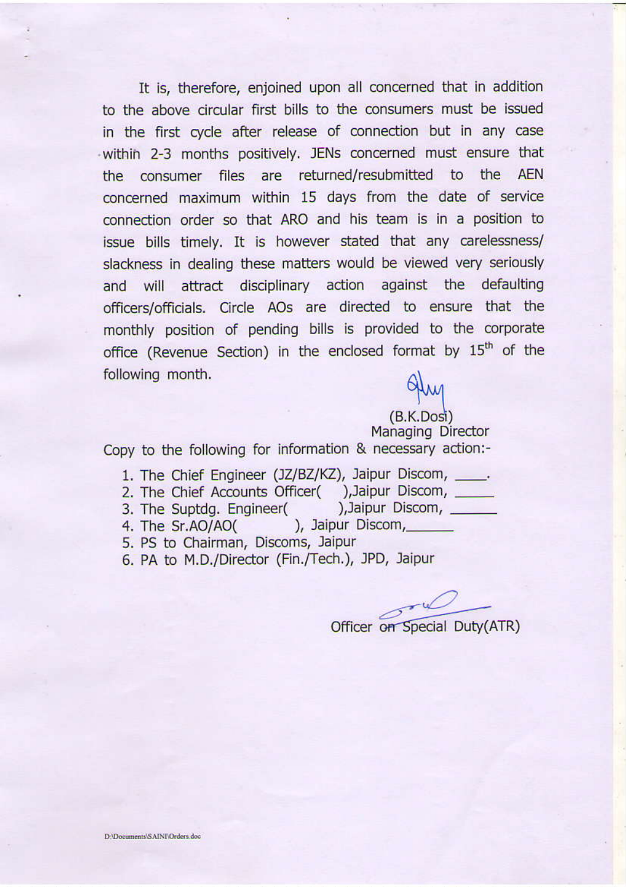It is, therefore, enjoined upon all concerned that in addition to the above circular first bills to the consumers must be issued in the first cycle after release of connection but in any case within 2-3 months positively. JENs concerned must ensure that the consumer files are returned/resubmitted to the AEN concerned maximum within 15 days from the date of service connection order so that ARO and his team is in a position to issue bills timely. It is however stated that any carelessness/ slackness in dealing these matters would be viewed very seriously and will attract disciplinary action against the defaulting officers/officials. Circle AOs are directed to ensure that the monthly position of pending bills is provided to the corporate office (Revenue Section) in the enclosed format by 15th of the following month.

(B.K.Dosi)
Managing Director

Copy to the following for information & necessary action:-

1. The Chief Engineer (JZ/BZ/KZ), Jaipur Discom, ____.
2. The Chief Accounts Officer(   ),Jaipur Discom, _____
3. The Suptdg. Engineer(   ),Jaipur Discom, ______
4. The Sr.AO/AO(   ), Jaipur Discom,______
5. PS to Chairman, Discoms, Jaipur
6. PA to M.D./Director (Fin./Tech.), JPD, Jaipur

Officer on Special Duty(ATR)

D:\Documents\SAINI\Orders.doc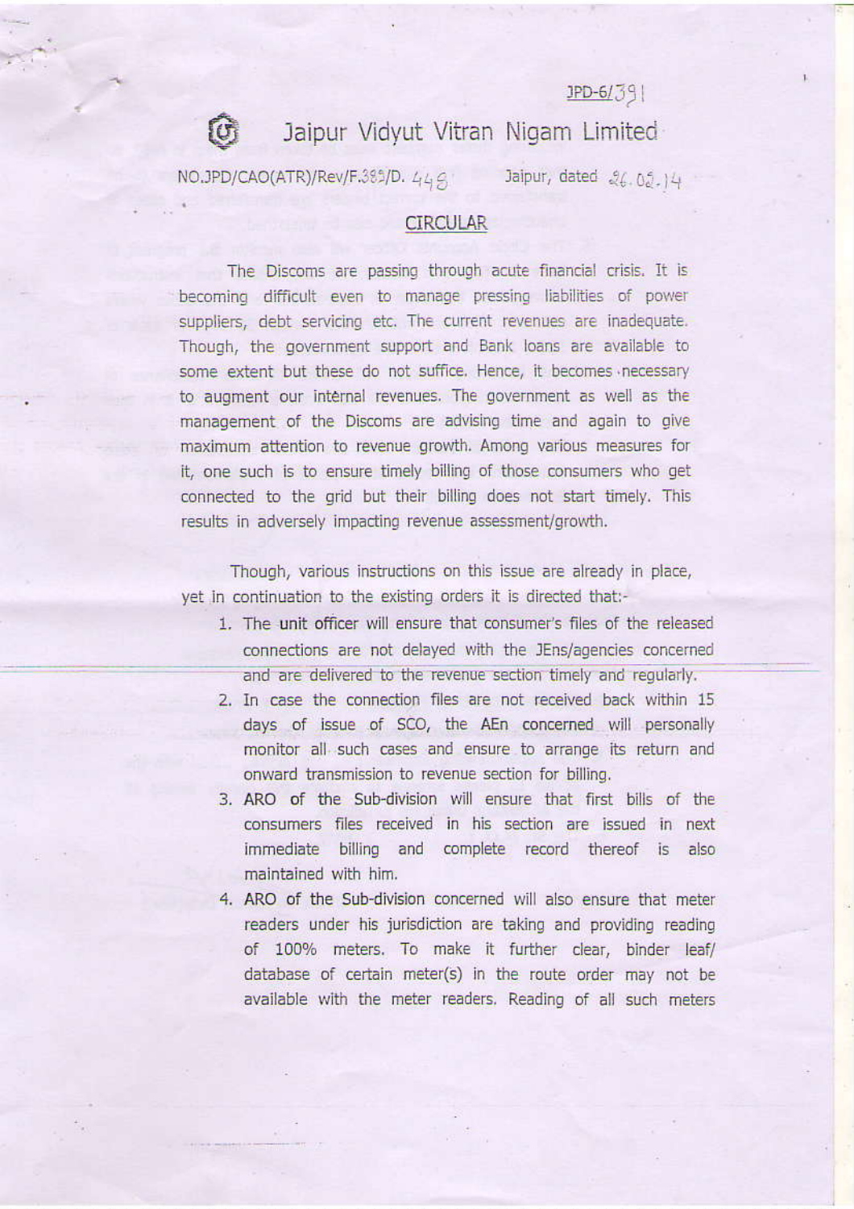JPD-6/391

# Jaipur Vidyut Vitran Nigam Limited

NO.JPD/CAO(ATR)/Rev/F.383/D. 448 Jaipur, dated 26.02.14

## CIRCULAR

The Discoms are passing through acute financial crisis. It is becoming difficult even to manage pressing liabilities of power suppliers, debt servicing etc. The current revenues are inadequate. Though, the government support and Bank loans are available to some extent but these do not suffice. Hence, it becomes necessary to augment our internal revenues. The government as well as the management of the Discoms are advising time and again to give maximum attention to revenue growth. Among various measures for it, one such is to ensure timely billing of those consumers who get connected to the grid but their billing does not start timely. This results in adversely impacting revenue assessment/growth.

Though, various instructions on this issue are already in place, yet in continuation to the existing orders it is directed that:-

1. The unit officer will ensure that consumer's files of the released connections are not delayed with the JEns/agencies concerned and are delivered to the revenue section timely and regularly.
2. In case the connection files are not received back within 15 days of issue of SCO, the AEn concerned will personally monitor all such cases and ensure to arrange its return and onward transmission to revenue section for billing.
3. ARO of the Sub-division will ensure that first bills of the consumers files received in his section are issued in next immediate billing and complete record thereof is also maintained with him.
4. ARO of the Sub-division concerned will also ensure that meter readers under his jurisdiction are taking and providing reading of 100% meters. To make it further clear, binder leaf/ database of certain meter(s) in the route order may not be available with the meter readers. Reading of all such meters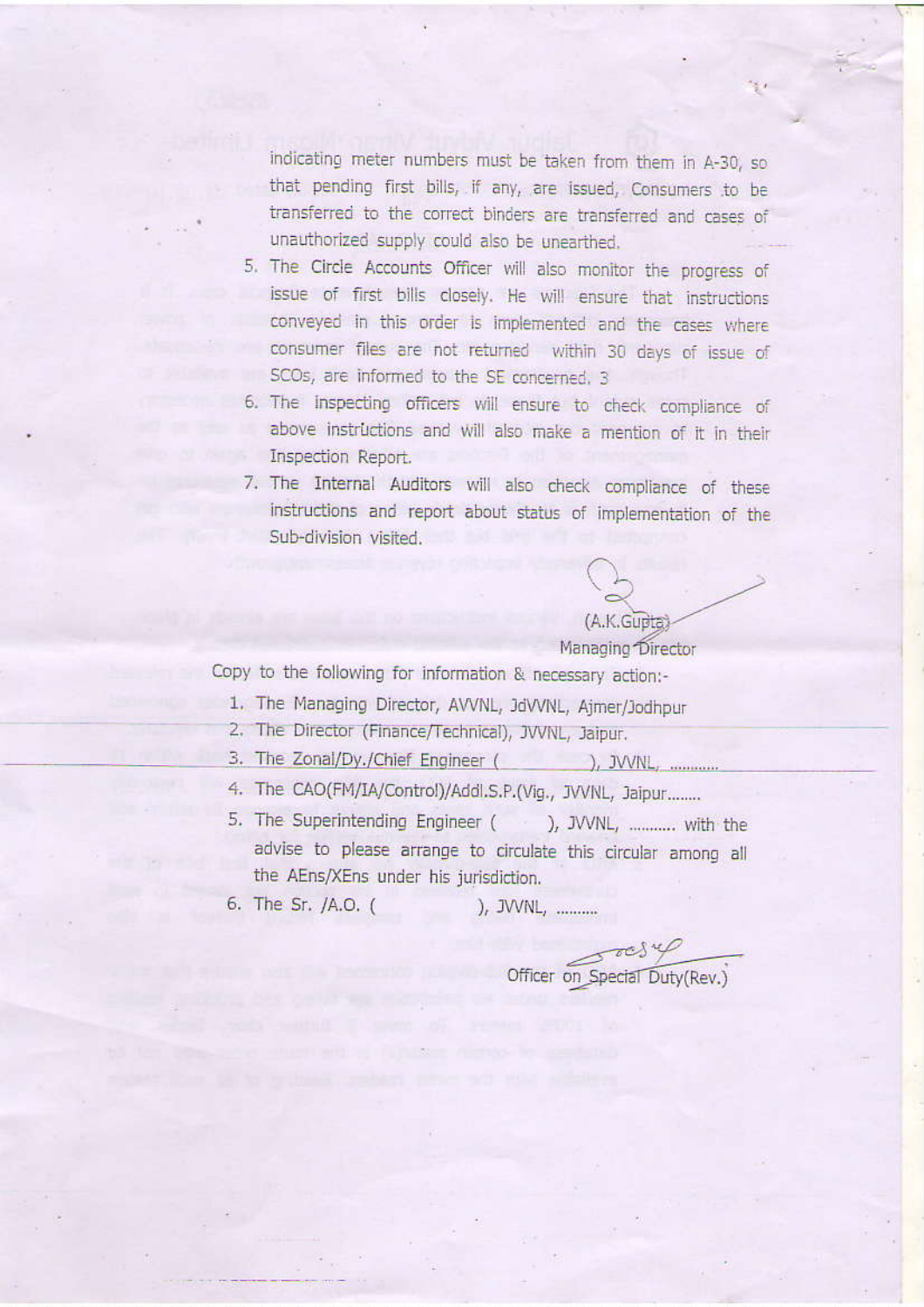indicating meter numbers must be taken from them in A-30, so that pending first bills, if any, are issued, Consumers to be transferred to the correct binders are transferred and cases of unauthorized supply could also be unearthed.

5. The Circle Accounts Officer will also monitor the progress of issue of first bills closely. He will ensure that instructions conveyed in this order is implemented and the cases where consumer files are not returned within 30 days of issue of SCOs, are informed to the SE concerned.
6. The inspecting officers will ensure to check compliance of above instructions and will also make a mention of it in their Inspection Report.
7. The Internal Auditors will also check compliance of these instructions and report about status of implementation of the Sub-division visited.

(A.K.Gupta)
Managing Director

Copy to the following for information & necessary action:-

1. The Managing Director, AVVNL, JdVVNL, Ajmer/Jodhpur
2. The Director (Finance/Technical), JVVNL, Jaipur.
3. The Zonal/Dy./Chief Engineer ( ), JVVNL, ............
4. The CAO(FM/IA/Control)/Addl.S.P.(Vig., JVVNL, Jaipur........
5. The Superintending Engineer ( ), JVVNL, .......... with the advise to please arrange to circulate this circular among all the AEns/XEns under his jurisdiction.
6. The Sr. /A.O. ( ), JVVNL, ..........

Officer on Special Duty(Rev.)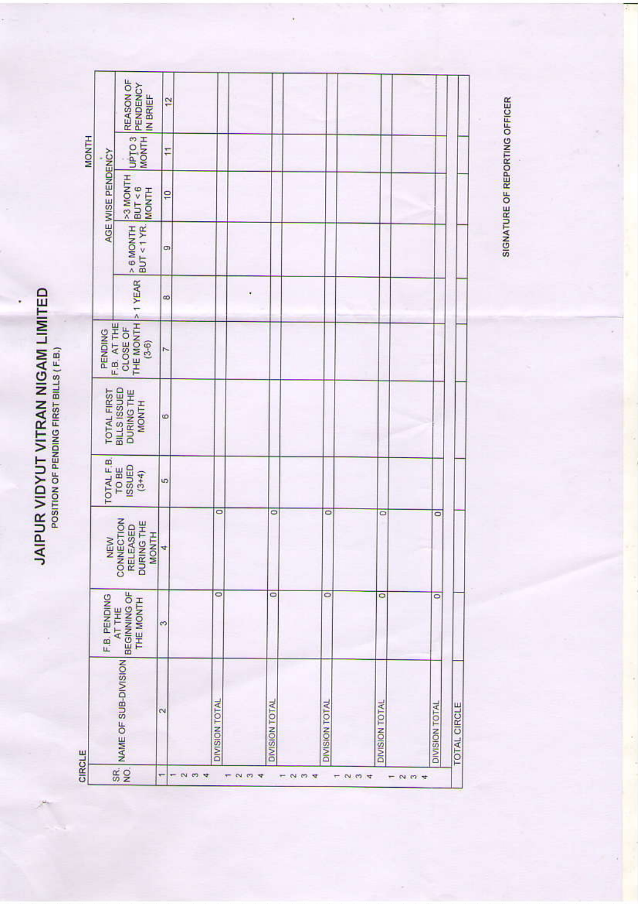# JAIPUR VIDYUT VITRAN NIGAM LIMITED

POSITION OF PENDING FIRST BILLS ( F.B.)

CIRCLE

MONTH

| SR. NO. | NAME OF SUB-DIVISION | F.B. PENDING AT THE BEGINNING OF THE MONTH | NEW CONNECTION RELEASED DURING THE MONTH | TOTAL F.B. TO BE ISSUED (3+4) | TOTAL FIRST BILLS ISSUED DURING THE MONTH | PENDING F.B. AT THE CLOSE OF THE MONTH (3-6) | AGE WISE PENDENCY | | | | REASON OF PENDENCY IN BRIEF |
|---|---|---|---|---|---|---|---|---|---|---|---|
| | | | | | | | > 1 YEAR | > 6 MONTH BUT < 1 YR. | >3 MONTH BUT < 6 MONTH | UPTO 3 MONTH | |
| 1 | 2 | 3 | 4 | 5 | 6 | 7 | 8 | 9 | 10 | 11 | 12 |
| 1 | | | | | | | | | | | |
| 2 | | | | | | | | | | | |
| 3 | | | | | | | | | | | |
| 4 | | | | | | | | | | | |
| | DIVISION TOTAL | 0 | 0 | | | | | | | | |
| 1 | | | | | | | | | | | |
| 2 | | | | | | | | | | | |
| 3 | | | | | | | | | | | |
| 4 | | | | | | | | | | | |
| | DIVISION TOTAL | 0 | 0 | | | | | | | | |
| 1 | | | | | | | | | | | |
| 2 | | | | | | | | | | | |
| 3 | | | | | | | | | | | |
| 4 | | | | | | | | | | | |
| | DIVISION TOTAL | 0 | 0 | | | | | | | | |
| 1 | | | | | | | | | | | |
| 2 | | | | | | | | | | | |
| 3 | | | | | | | | | | | |
| 4 | | | | | | | | | | | |
| | DIVISION TOTAL | 0 | 0 | | | | | | | | |
| 1 | | | | | | | | | | | |
| 2 | | | | | | | | | | | |
| 3 | | | | | | | | | | | |
| 4 | | | | | | | | | | | |
| | DIVISION TOTAL | 0 | 0 | | | | | | | | |
| | TOTAL CIRCLE | | | | | | | | | | |

SIGNATURE OF REPORTING OFFICER